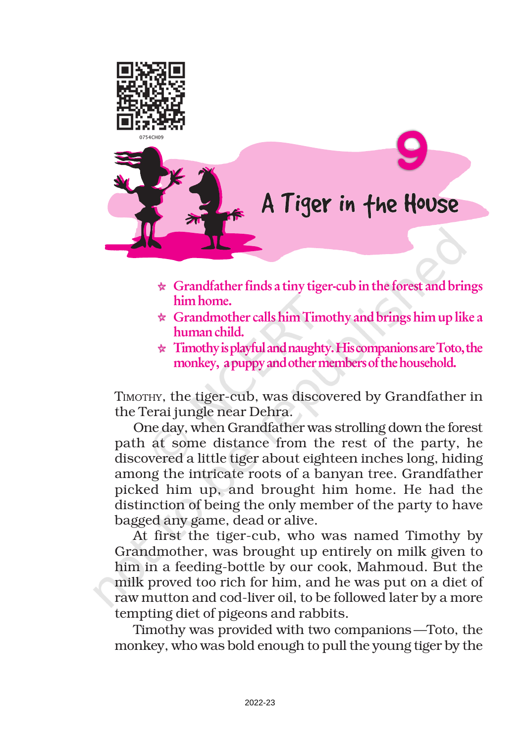# 9 A Tiger in the House

- Grandfather finds a tiny tiger-cub in the forest and brings him home.
- Grandmother calls him Timothy and brings him up like a human child.
- Timothy is playful and naughty. His companions are Toto, the monkey, a puppy and other members of the household.

TIMOTHY, the tiger-cub, was discovered by Grandfather in the Terai jungle near Dehra.

One day, when Grandfather was strolling down the forest path at some distance from the rest of the party, he discovered a little tiger about eighteen inches long, hiding among the intricate roots of a banyan tree. Grandfather picked him up, and brought him home. He had the distinction of being the only member of the party to have bagged any game, dead or alive.

At first the tiger-cub, who was named Timothy by Grandmother, was brought up entirely on milk given to him in a feeding-bottle by our cook, Mahmoud. But the milk proved too rich for him, and he was put on a diet of raw mutton and cod-liver oil, to be followed later by a more tempting diet of pigeons and rabbits.

Timothy was provided with two companions—Toto, the monkey, who was bold enough to pull the young tiger by the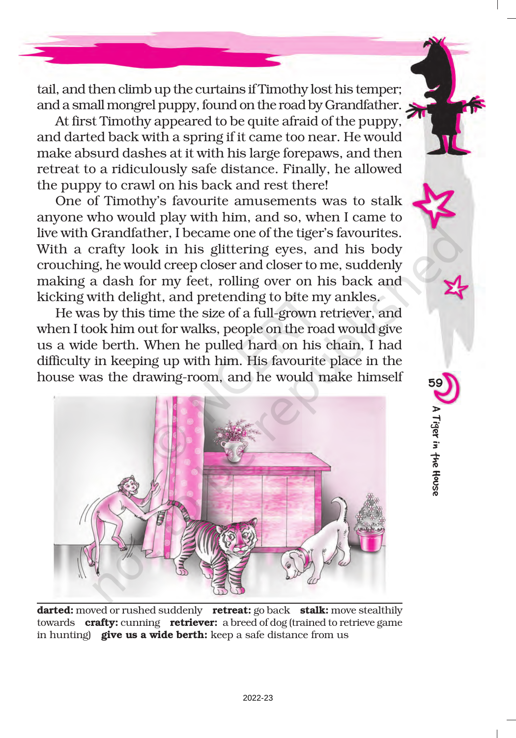tail, and then climb up the curtains if Timothy lost his temper; and a small mongrel puppy, found on the road by Grandfather.

At first Timothy appeared to be quite afraid of the puppy, and darted back with a spring if it came too near. He would make absurd dashes at it with his large forepaws, and then retreat to a ridiculously safe distance. Finally, he allowed the puppy to crawl on his back and rest there!

One of Timothy's favourite amusements was to stalk anyone who would play with him, and so, when I came to live with Grandfather, I became one of the tiger's favourites. With a crafty look in his glittering eyes, and his body crouching, he would creep closer and closer to me, suddenly making a dash for my feet, rolling over on his back and kicking with delight, and pretending to bite my ankles.

He was by this time the size of a full-grown retriever, and when I took him out for walks, people on the road would give us a wide berth. When he pulled hard on his chain, I had difficulty in keeping up with him. His favourite place in the house was the drawing-room, and he would make himself

**darted:** moved or rushed suddenly **retreat:** go back **stalk:** move stealthily towards **crafty:** cunning **retriever:** a breed of dog (trained to retrieve game in hunting) **give us a wide berth:** keep a safe distance from us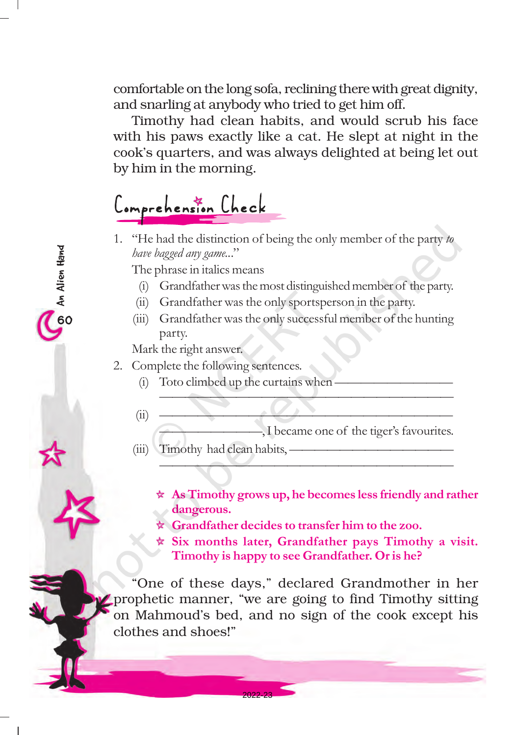comfortable on the long sofa, reclining there with great dignity, and snarling at anybody who tried to get him off.

Timothy had clean habits, and would scrub his face with his paws exactly like a cat. He slept at night in the cook's quarters, and was always delighted at being let out by him in the morning.

## Comprehension Check

1. "He had the distinction of being the only member of the party *to have bagged any game...*"

   The phrase in italics means

   (i) Grandfather was the most distinguished member of the party.

   (ii) Grandfather was the only sportsperson in the party.

   (iii) Grandfather was the only successful member of the hunting party.

   Mark the right answer.

2. Complete the following sentences.

   (i) Toto climbed up the curtains when ____________________ ____________________________________________

   (ii) ____________________________________________ ________________, I became one of the tiger's favourites.

   (iii) Timothy had clean habits, ______________________ ____________________________________________

- **As Timothy grows up, he becomes less friendly and rather dangerous.**
- **Grandfather decides to transfer him to the zoo.**
- **Six months later, Grandfather pays Timothy a visit. Timothy is happy to see Grandfather. Or is he?**

"One of these days," declared Grandmother in her prophetic manner, "we are going to find Timothy sitting on Mahmoud's bed, and no sign of the cook except his clothes and shoes!"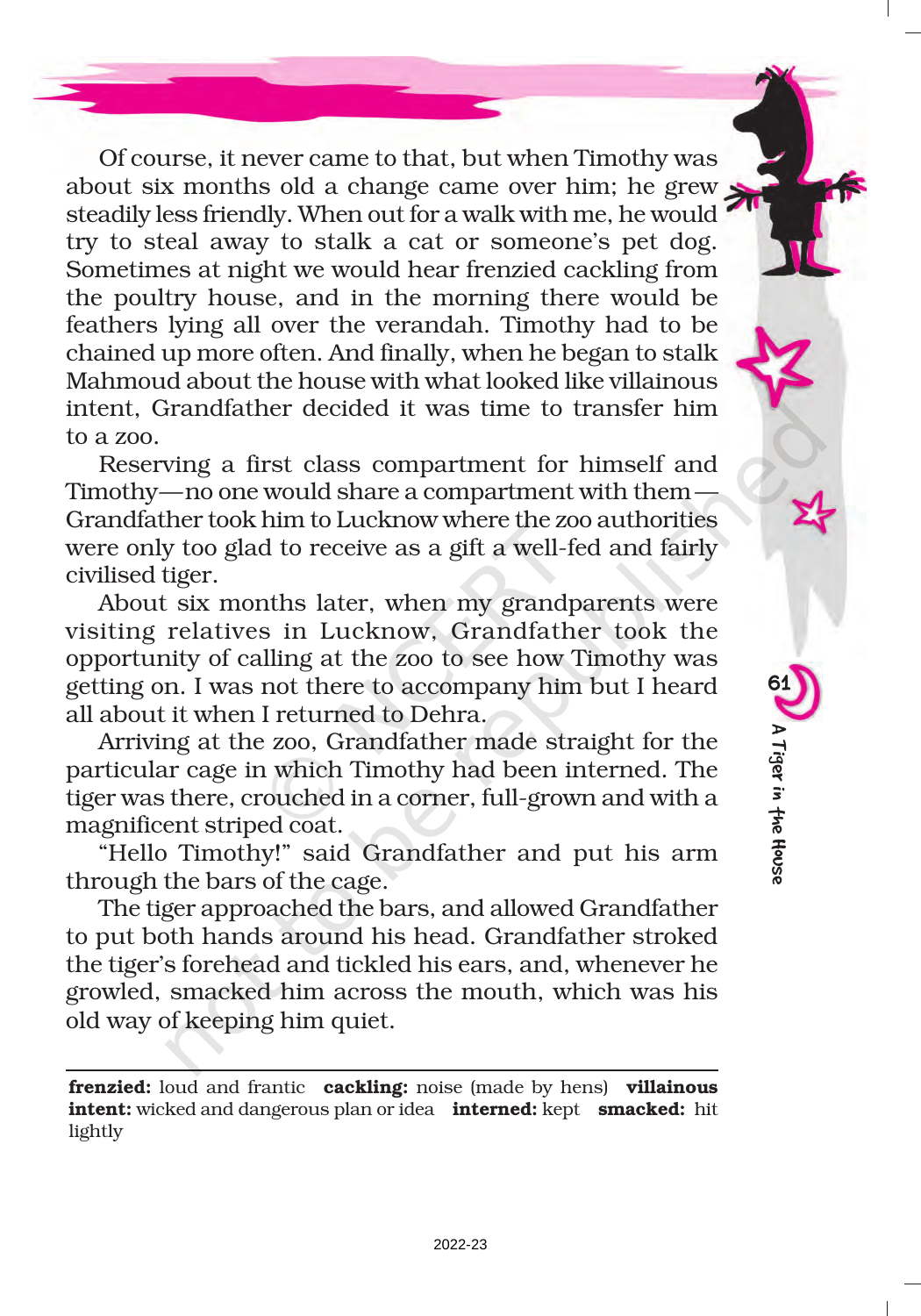Of course, it never came to that, but when Timothy was about six months old a change came over him; he grew steadily less friendly. When out for a walk with me, he would try to steal away to stalk a cat or someone's pet dog. Sometimes at night we would hear frenzied cackling from the poultry house, and in the morning there would be feathers lying all over the verandah. Timothy had to be chained up more often. And finally, when he began to stalk Mahmoud about the house with what looked like villainous intent, Grandfather decided it was time to transfer him to a zoo.

Reserving a first class compartment for himself and Timothy—no one would share a compartment with them—Grandfather took him to Lucknow where the zoo authorities were only too glad to receive as a gift a well-fed and fairly civilised tiger.

About six months later, when my grandparents were visiting relatives in Lucknow, Grandfather took the opportunity of calling at the zoo to see how Timothy was getting on. I was not there to accompany him but I heard all about it when I returned to Dehra.

Arriving at the zoo, Grandfather made straight for the particular cage in which Timothy had been interned. The tiger was there, crouched in a corner, full-grown and with a magnificent striped coat.

"Hello Timothy!" said Grandfather and put his arm through the bars of the cage.

The tiger approached the bars, and allowed Grandfather to put both hands around his head. Grandfather stroked the tiger's forehead and tickled his ears, and, whenever he growled, smacked him across the mouth, which was his old way of keeping him quiet.

---

**frenzied:** loud and frantic **cackling:** noise (made by hens) **villainous intent:** wicked and dangerous plan or idea **interned:** kept **smacked:** hit lightly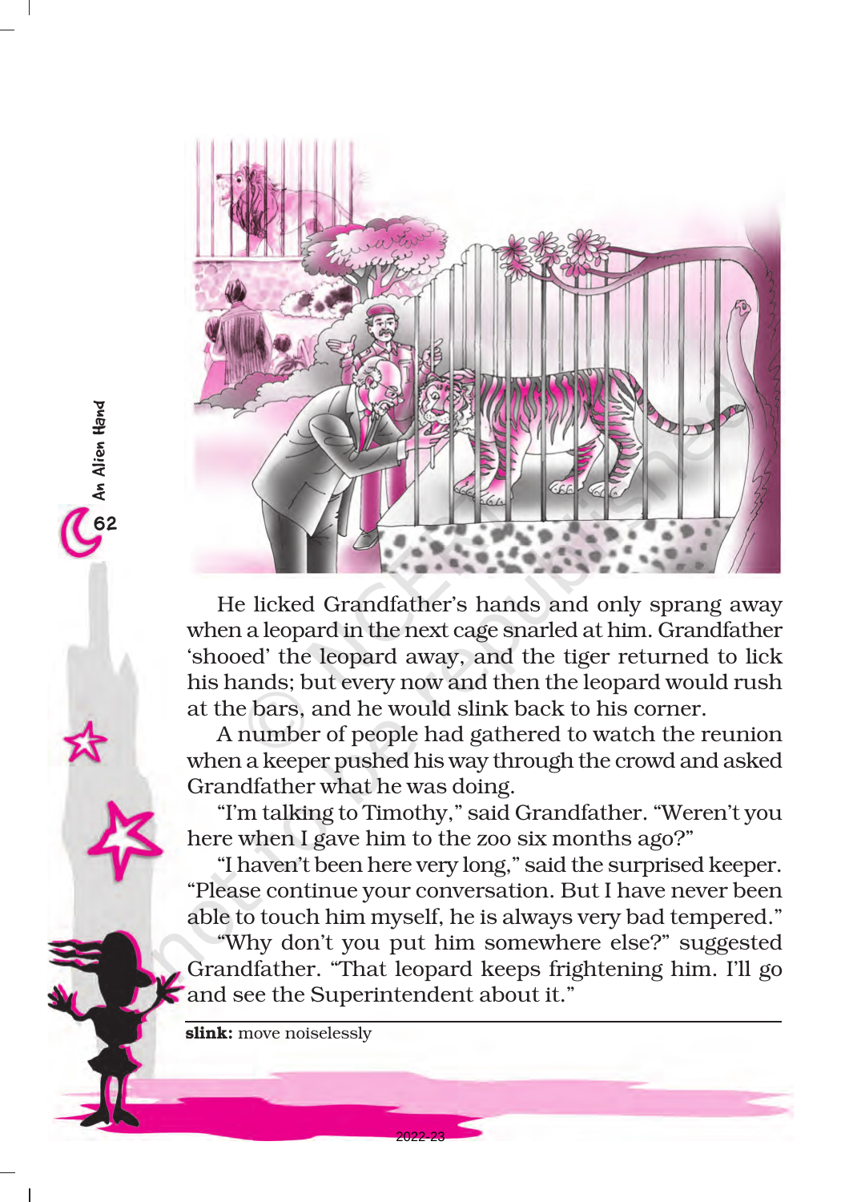He licked Grandfather's hands and only sprang away when a leopard in the next cage snarled at him. Grandfather 'shooed' the leopard away, and the tiger returned to lick his hands; but every now and then the leopard would rush at the bars, and he would slink back to his corner.

A number of people had gathered to watch the reunion when a keeper pushed his way through the crowd and asked Grandfather what he was doing.

"I'm talking to Timothy," said Grandfather. "Weren't you here when I gave him to the zoo six months ago?"

"I haven't been here very long," said the surprised keeper. "Please continue your conversation. But I have never been able to touch him myself, he is always very bad tempered."

"Why don't you put him somewhere else?" suggested Grandfather. "That leopard keeps frightening him. I'll go and see the Superintendent about it."

---

**slink:** move noiselessly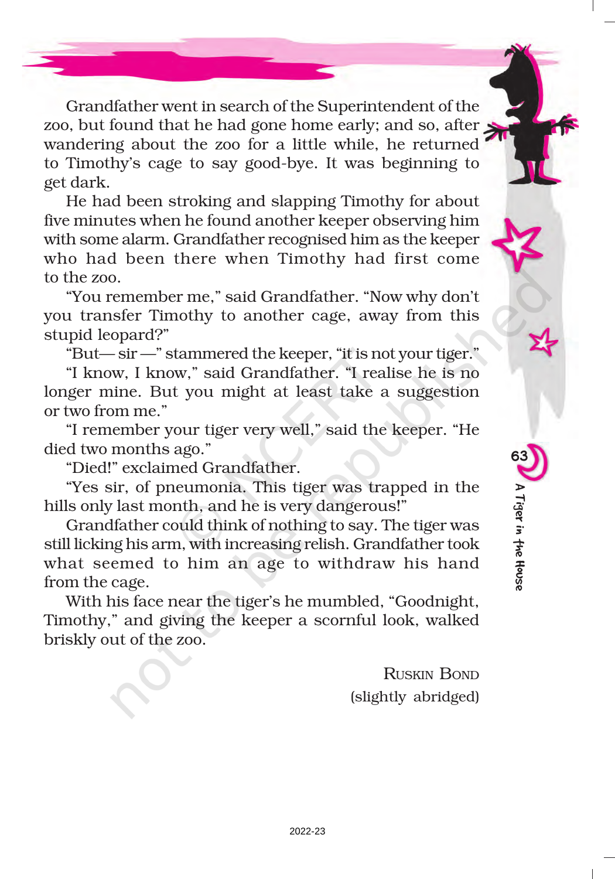Grandfather went in search of the Superintendent of the zoo, but found that he had gone home early; and so, after wandering about the zoo for a little while, he returned to Timothy's cage to say good-bye. It was beginning to get dark.

He had been stroking and slapping Timothy for about five minutes when he found another keeper observing him with some alarm. Grandfather recognised him as the keeper who had been there when Timothy had first come to the zoo.

"You remember me," said Grandfather. "Now why don't you transfer Timothy to another cage, away from this stupid leopard?"

"But— sir —" stammered the keeper, "it is not your tiger."

"I know, I know," said Grandfather. "I realise he is no longer mine. But you might at least take a suggestion or two from me."

"I remember your tiger very well," said the keeper. "He died two months ago."

"Died!" exclaimed Grandfather.

"Yes sir, of pneumonia. This tiger was trapped in the hills only last month, and he is very dangerous!"

Grandfather could think of nothing to say. The tiger was still licking his arm, with increasing relish. Grandfather took what seemed to him an age to withdraw his hand from the cage.

With his face near the tiger's he mumbled, "Goodnight, Timothy," and giving the keeper a scornful look, walked briskly out of the zoo.

Ruskin Bond
(slightly abridged)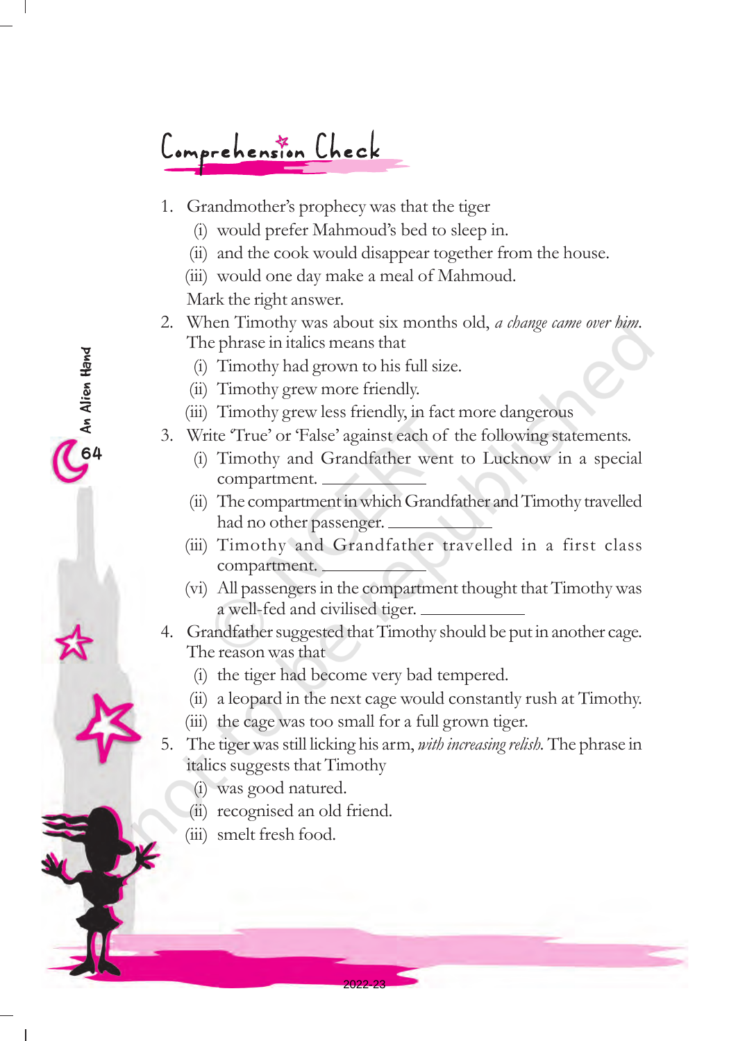## Comprehension Check

1. Grandmother's prophecy was that the tiger
   - (i) would prefer Mahmoud's bed to sleep in.
   - (ii) and the cook would disappear together from the house.
   - (iii) would one day make a meal of Mahmoud.

   Mark the right answer.

2. When Timothy was about six months old, *a change came over him*. The phrase in italics means that
   - (i) Timothy had grown to his full size.
   - (ii) Timothy grew more friendly.
   - (iii) Timothy grew less friendly, in fact more dangerous

3. Write 'True' or 'False' against each of the following statements.
   - (i) Timothy and Grandfather went to Lucknow in a special compartment. ____________
   - (ii) The compartment in which Grandfather and Timothy travelled had no other passenger. ____________
   - (iii) Timothy and Grandfather travelled in a first class compartment. ____________
   - (vi) All passengers in the compartment thought that Timothy was a well-fed and civilised tiger. ____________

4. Grandfather suggested that Timothy should be put in another cage. The reason was that
   - (i) the tiger had become very bad tempered.
   - (ii) a leopard in the next cage would constantly rush at Timothy.
   - (iii) the cage was too small for a full grown tiger.

5. The tiger was still licking his arm, *with increasing relish*. The phrase in italics suggests that Timothy
   - (i) was good natured.
   - (ii) recognised an old friend.
   - (iii) smelt fresh food.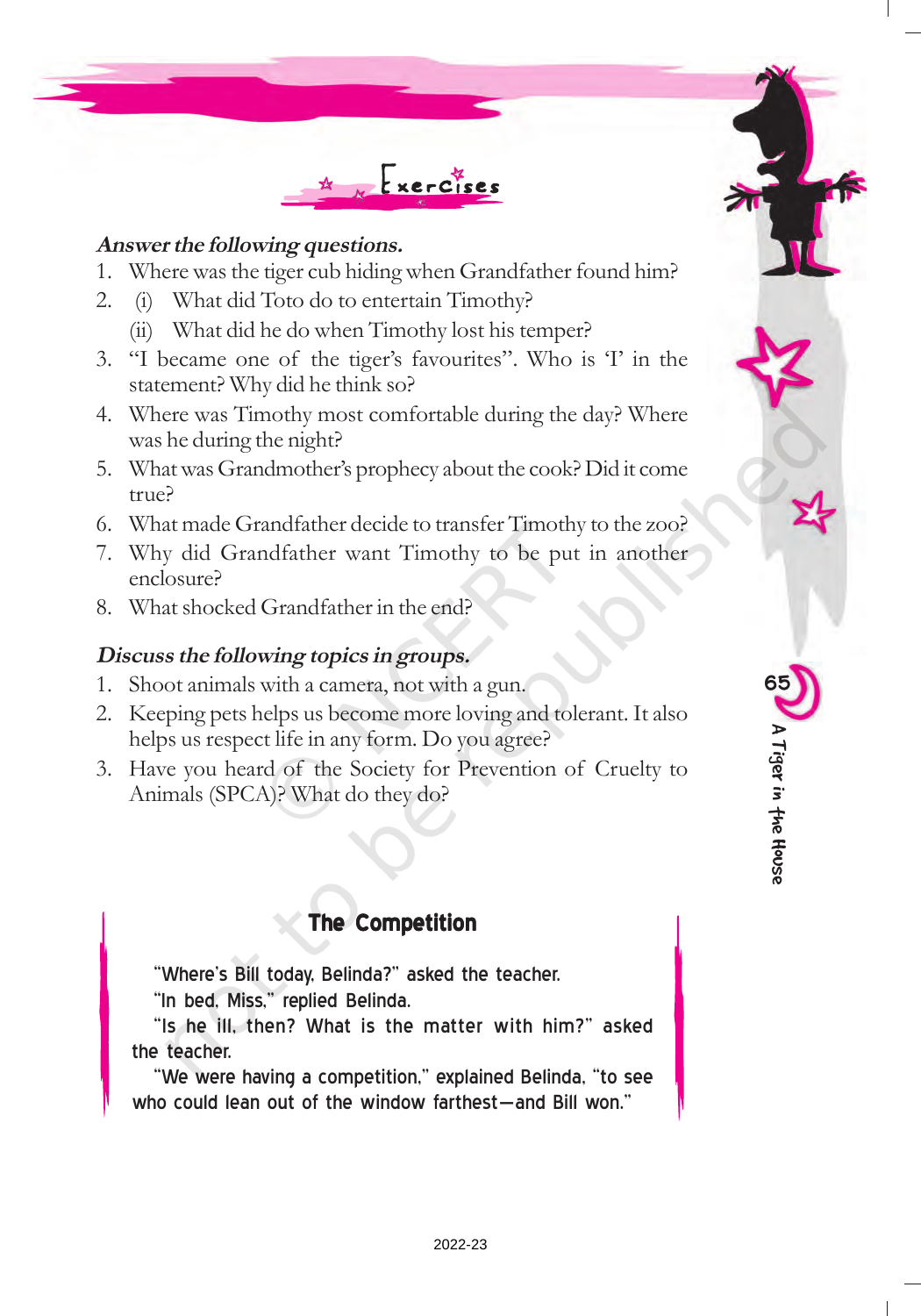## Exercises

***Answer the following questions.***

1. Where was the tiger cub hiding when Grandfather found him?
2. (i) What did Toto do to entertain Timothy?
   (ii) What did he do when Timothy lost his temper?
3. "I became one of the tiger's favourites". Who is 'I' in the statement? Why did he think so?
4. Where was Timothy most comfortable during the day? Where was he during the night?
5. What was Grandmother's prophecy about the cook? Did it come true?
6. What made Grandfather decide to transfer Timothy to the zoo?
7. Why did Grandfather want Timothy to be put in another enclosure?
8. What shocked Grandfather in the end?

***Discuss the following topics in groups.***

1. Shoot animals with a camera, not with a gun.
2. Keeping pets helps us become more loving and tolerant. It also helps us respect life in any form. Do you agree?
3. Have you heard of the Society for Prevention of Cruelty to Animals (SPCA)? What do they do?

### The Competition

"Where's Bill today, Belinda?" asked the teacher.

"In bed, Miss," replied Belinda.

"Is he ill, then? What is the matter with him?" asked the teacher.

"We were having a competition," explained Belinda, "to see who could lean out of the window farthest—and Bill won."